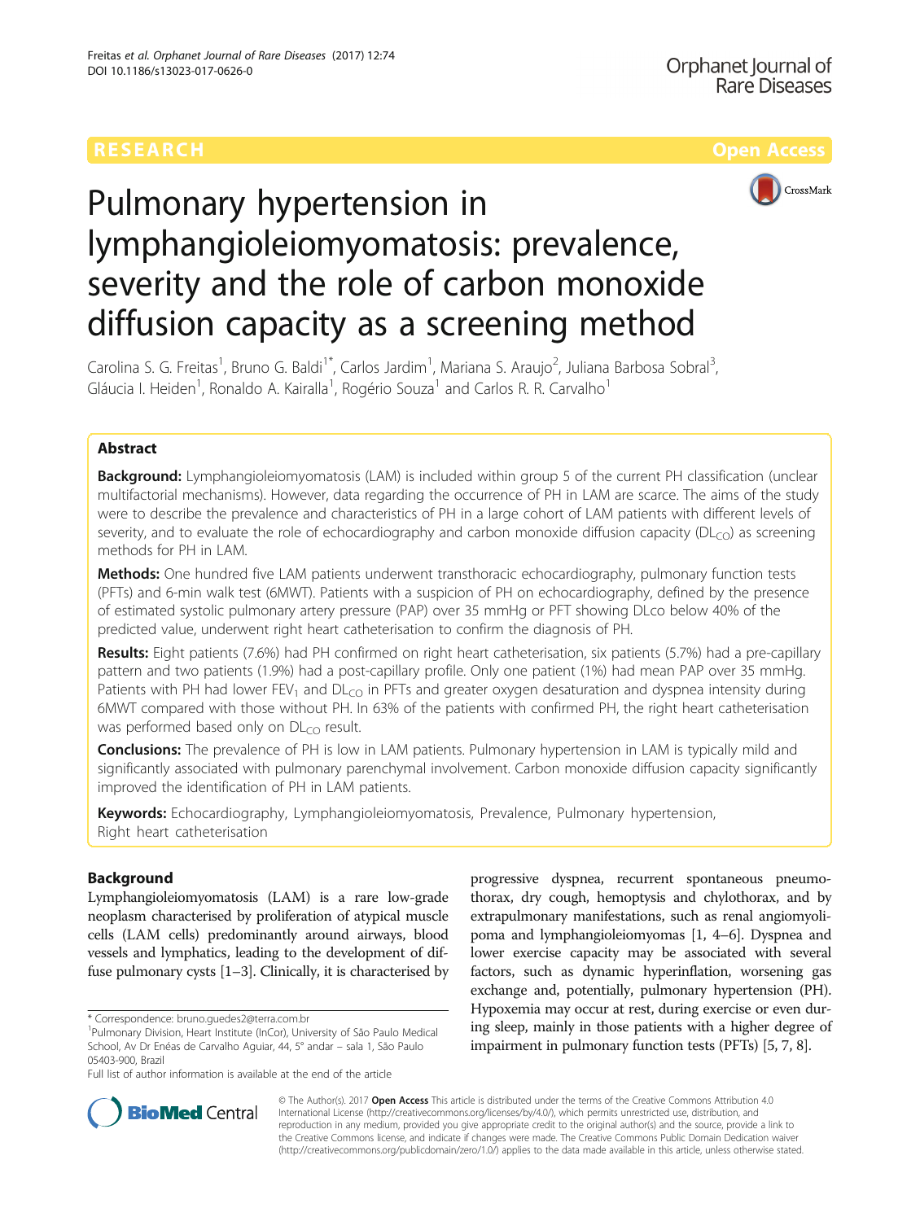RESEARCH **Open Access**

# Pulmonary hypertension in lymphangioleiomyomatosis: prevalence, severity and the role of carbon monoxide diffusion capacity as a screening method

Carolina S. G. Freitas[1], Bruno G. Baldi[1*], Carlos Jardim[1], Mariana S. Araujo[2], Juliana Barbosa Sobral[3], Gláucia I. Heiden[1], Ronaldo A. Kairalla[1], Rogério Souza[1] and Carlos R. R. Carvalho[1]

## Abstract

**Background:** Lymphangioleiomyomatosis (LAM) is included within group 5 of the current PH classification (unclear multifactorial mechanisms). However, data regarding the occurrence of PH in LAM are scarce. The aims of the study were to describe the prevalence and characteristics of PH in a large cohort of LAM patients with different levels of severity, and to evaluate the role of echocardiography and carbon monoxide diffusion capacity ($DL_{CO}$) as screening methods for PH in LAM.

**Methods:** One hundred five LAM patients underwent transthoracic echocardiography, pulmonary function tests (PFTs) and 6-min walk test (6MWT). Patients with a suspicion of PH on echocardiography, defined by the presence of estimated systolic pulmonary artery pressure (PAP) over 35 mmHg or PFT showing DLco below 40% of the predicted value, underwent right heart catheterisation to confirm the diagnosis of PH.

**Results:** Eight patients (7.6%) had PH confirmed on right heart catheterisation, six patients (5.7%) had a pre-capillary pattern and two patients (1.9%) had a post-capillary profile. Only one patient (1%) had mean PAP over 35 mmHg. Patients with PH had lower $FEV_1$ and $DL_{CO}$ in PFTs and greater oxygen desaturation and dyspnea intensity during 6MWT compared with those without PH. In 63% of the patients with confirmed PH, the right heart catheterisation was performed based only on $DL_{CO}$ result.

**Conclusions:** The prevalence of PH is low in LAM patients. Pulmonary hypertension in LAM is typically mild and significantly associated with pulmonary parenchymal involvement. Carbon monoxide diffusion capacity significantly improved the identification of PH in LAM patients.

**Keywords:** Echocardiography, Lymphangioleiomyomatosis, Prevalence, Pulmonary hypertension, Right heart catheterisation

## Background

Lymphangioleiomyomatosis (LAM) is a rare low-grade neoplasm characterised by proliferation of atypical muscle cells (LAM cells) predominantly around airways, blood vessels and lymphatics, leading to the development of diffuse pulmonary cysts [1–3]. Clinically, it is characterised by progressive dyspnea, recurrent spontaneous pneumothorax, dry cough, hemoptysis and chylothorax, and by extrapulmonary manifestations, such as renal angiomyolipoma and lymphangioleiomyomas [1, 4–6]. Dyspnea and lower exercise capacity may be associated with several factors, such as dynamic hyperinflation, worsening gas exchange and, potentially, pulmonary hypertension (PH). Hypoxemia may occur at rest, during exercise or even during sleep, mainly in those patients with a higher degree of impairment in pulmonary function tests (PFTs) [5, 7, 8].

\* Correspondence: bruno.guedes2@terra.com.br
[1]Pulmonary Division, Heart Institute (InCor), University of São Paulo Medical School, Av Dr Enéas de Carvalho Aguiar, 44, 5° andar – sala 1, São Paulo 05403-900, Brazil
Full list of author information is available at the end of the article

© The Author(s). 2017 **Open Access** This article is distributed under the terms of the Creative Commons Attribution 4.0 International License (http://creativecommons.org/licenses/by/4.0/), which permits unrestricted use, distribution, and reproduction in any medium, provided you give appropriate credit to the original author(s) and the source, provide a link to the Creative Commons license, and indicate if changes were made. The Creative Commons Public Domain Dedication waiver (http://creativecommons.org/publicdomain/zero/1.0/) applies to the data made available in this article, unless otherwise stated.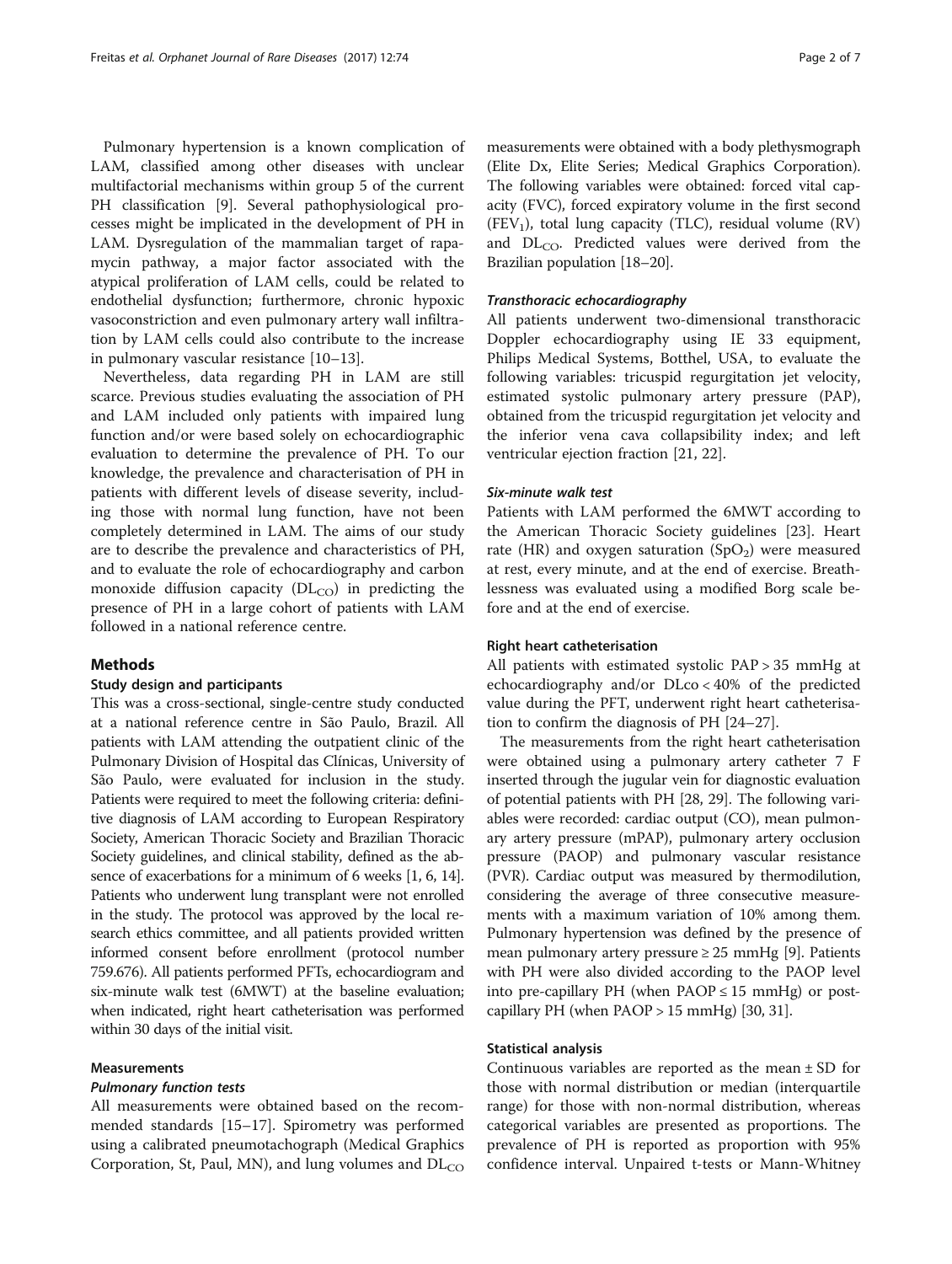Pulmonary hypertension is a known complication of LAM, classified among other diseases with unclear multifactorial mechanisms within group 5 of the current PH classification [9]. Several pathophysiological processes might be implicated in the development of PH in LAM. Dysregulation of the mammalian target of rapamycin pathway, a major factor associated with the atypical proliferation of LAM cells, could be related to endothelial dysfunction; furthermore, chronic hypoxic vasoconstriction and even pulmonary artery wall infiltration by LAM cells could also contribute to the increase in pulmonary vascular resistance [10–13].

Nevertheless, data regarding PH in LAM are still scarce. Previous studies evaluating the association of PH and LAM included only patients with impaired lung function and/or were based solely on echocardiographic evaluation to determine the prevalence of PH. To our knowledge, the prevalence and characterisation of PH in patients with different levels of disease severity, including those with normal lung function, have not been completely determined in LAM. The aims of our study are to describe the prevalence and characteristics of PH, and to evaluate the role of echocardiography and carbon monoxide diffusion capacity ($DL_{CO}$) in predicting the presence of PH in a large cohort of patients with LAM followed in a national reference centre.

## Methods

### Study design and participants

This was a cross-sectional, single-centre study conducted at a national reference centre in São Paulo, Brazil. All patients with LAM attending the outpatient clinic of the Pulmonary Division of Hospital das Clínicas, University of São Paulo, were evaluated for inclusion in the study. Patients were required to meet the following criteria: definitive diagnosis of LAM according to European Respiratory Society, American Thoracic Society and Brazilian Thoracic Society guidelines, and clinical stability, defined as the absence of exacerbations for a minimum of 6 weeks [1, 6, 14]. Patients who underwent lung transplant were not enrolled in the study. The protocol was approved by the local research ethics committee, and all patients provided written informed consent before enrollment (protocol number 759.676). All patients performed PFTs, echocardiogram and six-minute walk test (6MWT) at the baseline evaluation; when indicated, right heart catheterisation was performed within 30 days of the initial visit.

### Measurements

#### *Pulmonary function tests*

All measurements were obtained based on the recommended standards [15–17]. Spirometry was performed using a calibrated pneumotachograph (Medical Graphics Corporation, St, Paul, MN), and lung volumes and $DL_{CO}$ measurements were obtained with a body plethysmograph (Elite Dx, Elite Series; Medical Graphics Corporation). The following variables were obtained: forced vital capacity (FVC), forced expiratory volume in the first second ($FEV_1$), total lung capacity (TLC), residual volume (RV) and $DL_{CO}$. Predicted values were derived from the Brazilian population [18–20].

#### *Transthoracic echocardiography*

All patients underwent two-dimensional transthoracic Doppler echocardiography using IE 33 equipment, Philips Medical Systems, Botthel, USA, to evaluate the following variables: tricuspid regurgitation jet velocity, estimated systolic pulmonary artery pressure (PAP), obtained from the tricuspid regurgitation jet velocity and the inferior vena cava collapsibility index; and left ventricular ejection fraction [21, 22].

#### *Six-minute walk test*

Patients with LAM performed the 6MWT according to the American Thoracic Society guidelines [23]. Heart rate (HR) and oxygen saturation ($SpO_2$) were measured at rest, every minute, and at the end of exercise. Breathlessness was evaluated using a modified Borg scale before and at the end of exercise.

### Right heart catheterisation

All patients with estimated systolic PAP > 35 mmHg at echocardiography and/or DLco < 40% of the predicted value during the PFT, underwent right heart catheterisation to confirm the diagnosis of PH [24–27].

The measurements from the right heart catheterisation were obtained using a pulmonary artery catheter 7 F inserted through the jugular vein for diagnostic evaluation of potential patients with PH [28, 29]. The following variables were recorded: cardiac output (CO), mean pulmonary artery pressure (mPAP), pulmonary artery occlusion pressure (PAOP) and pulmonary vascular resistance (PVR). Cardiac output was measured by thermodilution, considering the average of three consecutive measurements with a maximum variation of 10% among them. Pulmonary hypertension was defined by the presence of mean pulmonary artery pressure ≥ 25 mmHg [9]. Patients with PH were also divided according to the PAOP level into pre-capillary PH (when PAOP ≤ 15 mmHg) or post-capillary PH (when PAOP > 15 mmHg) [30, 31].

### Statistical analysis

Continuous variables are reported as the mean ± SD for those with normal distribution or median (interquartile range) for those with non-normal distribution, whereas categorical variables are presented as proportions. The prevalence of PH is reported as proportion with 95% confidence interval. Unpaired t-tests or Mann-Whitney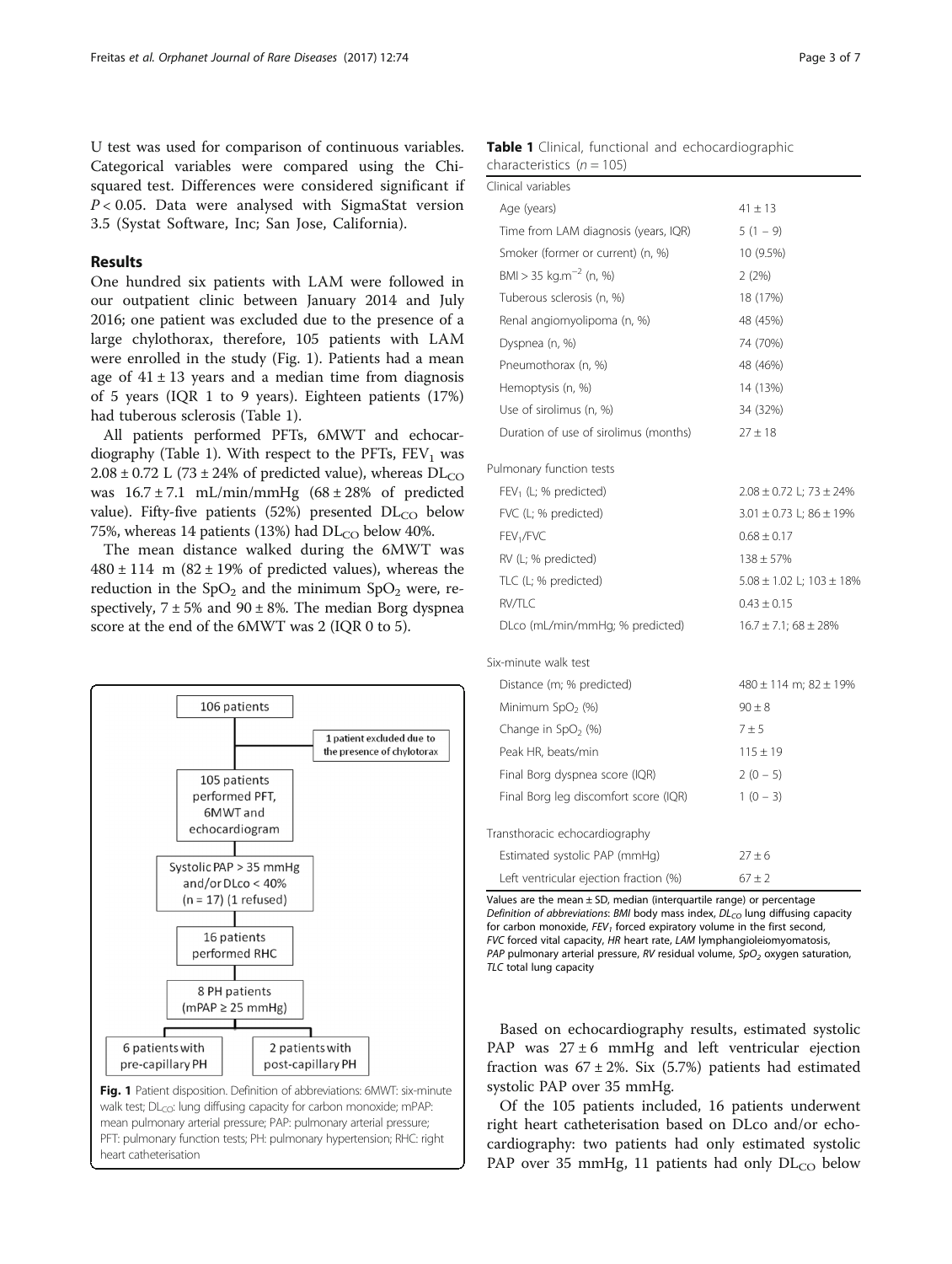U test was used for comparison of continuous variables. Categorical variables were compared using the Chi-squared test. Differences were considered significant if $P < 0.05$. Data were analysed with SigmaStat version 3.5 (Systat Software, Inc; San Jose, California).

## Results

One hundred six patients with LAM were followed in our outpatient clinic between January 2014 and July 2016; one patient was excluded due to the presence of a large chylothorax, therefore, 105 patients with LAM were enrolled in the study (Fig. 1). Patients had a mean age of 41 ± 13 years and a median time from diagnosis of 5 years (IQR 1 to 9 years). Eighteen patients (17%) had tuberous sclerosis (Table 1).

All patients performed PFTs, 6MWT and echocardiography (Table 1). With respect to the PFTs, $FEV_1$ was 2.08 ± 0.72 L (73 ± 24% of predicted value), whereas $DL_{CO}$ was 16.7 ± 7.1 mL/min/mmHg (68 ± 28% of predicted value). Fifty-five patients (52%) presented $DL_{CO}$ below 75%, whereas 14 patients (13%) had $DL_{CO}$ below 40%.

The mean distance walked during the 6MWT was 480 ± 114 m (82 ± 19% of predicted values), whereas the reduction in the $SpO_2$ and the minimum $SpO_2$ were, respectively, 7 ± 5% and 90 ± 8%. The median Borg dyspnea score at the end of the 6MWT was 2 (IQR 0 to 5).

106 patients → 1 patient excluded due to the presence of chylotorax → 105 patients performed PFT, 6MWT and echocardiogram → Systolic PAP > 35 mmHg and/or DLco < 40% (n = 17) (1 refused) → 16 patients performed RHC → 8 PH patients (mPAP ≥ 25 mmHg) → 6 patients with pre-capillary PH; 2 patients with post-capillary PH

**Fig. 1** Patient disposition. Definition of abbreviations: 6MWT: six-minute walk test; $DL_{CO}$: lung diffusing capacity for carbon monoxide; mPAP: mean pulmonary arterial pressure; PAP: pulmonary arterial pressure; PFT: pulmonary function tests; PH: pulmonary hypertension; RHC: right heart catheterisation

**Table 1** Clinical, functional and echocardiographic characteristics (n = 105)

| | |
|---|---|
| **Clinical variables** | |
| Age (years) | 41 ± 13 |
| Time from LAM diagnosis (years, IQR) | 5 (1 – 9) |
| Smoker (former or current) (n, %) | 10 (9.5%) |
| BMI > 35 kg.m$^{-2}$ (n, %) | 2 (2%) |
| Tuberous sclerosis (n, %) | 18 (17%) |
| Renal angiomyolipoma (n, %) | 48 (45%) |
| Dyspnea (n, %) | 74 (70%) |
| Pneumothorax (n, %) | 48 (46%) |
| Hemoptysis (n, %) | 14 (13%) |
| Use of sirolimus (n, %) | 34 (32%) |
| Duration of use of sirolimus (months) | 27 ± 18 |
| **Pulmonary function tests** | |
| $FEV_1$ (L; % predicted) | 2.08 ± 0.72 L; 73 ± 24% |
| FVC (L; % predicted) | 3.01 ± 0.73 L; 86 ± 19% |
| $FEV_1$/FVC | 0.68 ± 0.17 |
| RV (L; % predicted) | 138 ± 57% |
| TLC (L; % predicted) | 5.08 ± 1.02 L; 103 ± 18% |
| RV/TLC | 0.43 ± 0.15 |
| DLco (mL/min/mmHg; % predicted) | 16.7 ± 7.1; 68 ± 28% |
| **Six-minute walk test** | |
| Distance (m; % predicted) | 480 ± 114 m; 82 ± 19% |
| Minimum $SpO_2$ (%) | 90 ± 8 |
| Change in $SpO_2$ (%) | 7 ± 5 |
| Peak HR, beats/min | 115 ± 19 |
| Final Borg dyspnea score (IQR) | 2 (0 – 5) |
| Final Borg leg discomfort score (IQR) | 1 (0 – 3) |
| **Transthoracic echocardiography** | |
| Estimated systolic PAP (mmHg) | 27 ± 6 |
| Left ventricular ejection fraction (%) | 67 ± 2 |

Values are the mean ± SD, median (interquartile range) or percentage
*Definition of abbreviations*: *BMI* body mass index, $DL_{CO}$ lung diffusing capacity for carbon monoxide, $FEV_1$ forced expiratory volume in the first second, *FVC* forced vital capacity, *HR* heart rate, *LAM* lymphangioleiomyomatosis, *PAP* pulmonary arterial pressure, *RV* residual volume, $SpO_2$ oxygen saturation, *TLC* total lung capacity

Based on echocardiography results, estimated systolic PAP was 27 ± 6 mmHg and left ventricular ejection fraction was 67 ± 2%. Six (5.7%) patients had estimated systolic PAP over 35 mmHg.

Of the 105 patients included, 16 patients underwent right heart catheterisation based on DLco and/or echocardiography: two patients had only estimated systolic PAP over 35 mmHg, 11 patients had only $DL_{CO}$ below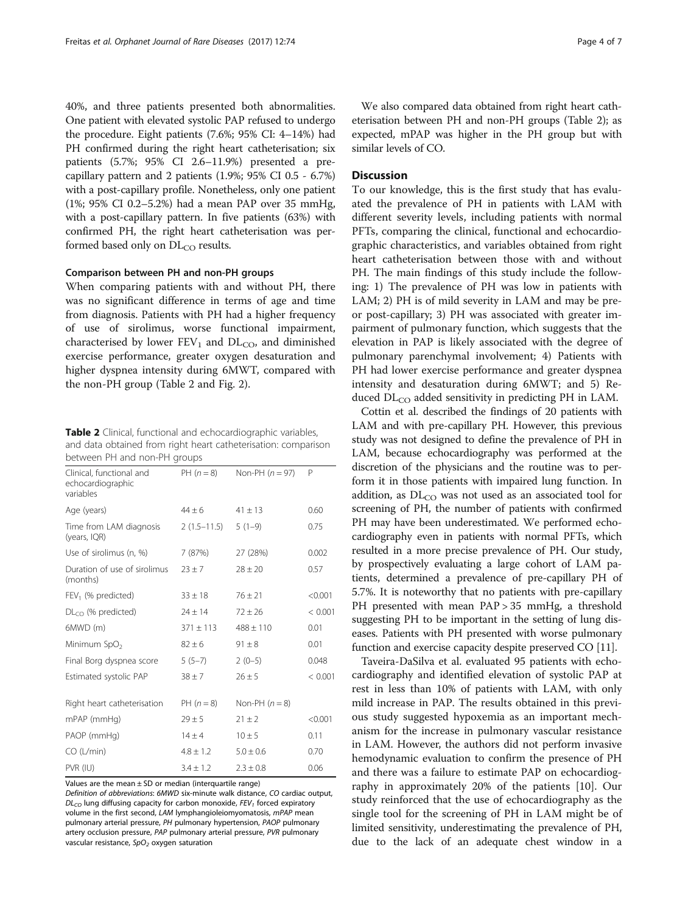40%, and three patients presented both abnormalities. One patient with elevated systolic PAP refused to undergo the procedure. Eight patients (7.6%; 95% CI: 4–14%) had PH confirmed during the right heart catheterisation; six patients (5.7%; 95% CI 2.6–11.9%) presented a pre-capillary pattern and 2 patients (1.9%; 95% CI 0.5 - 6.7%) with a post-capillary profile. Nonetheless, only one patient (1%; 95% CI 0.2–5.2%) had a mean PAP over 35 mmHg, with a post-capillary pattern. In five patients (63%) with confirmed PH, the right heart catheterisation was performed based only on $DL_{CO}$ results.

### Comparison between PH and non-PH groups

When comparing patients with and without PH, there was no significant difference in terms of age and time from diagnosis. Patients with PH had a higher frequency of use of sirolimus, worse functional impairment, characterised by lower $FEV_1$ and $DL_{CO}$, and diminished exercise performance, greater oxygen desaturation and higher dyspnea intensity during 6MWT, compared with the non-PH group (Table 2 and Fig. 2).

**Table 2** Clinical, functional and echocardiographic variables, and data obtained from right heart catheterisation: comparison between PH and non-PH groups

| Clinical, functional and echocardiographic variables | PH (n = 8) | Non-PH (n = 97) | P |
|---|---|---|---|
| Age (years) | 44 ± 6 | 41 ± 13 | 0.60 |
| Time from LAM diagnosis (years, IQR) | 2 (1.5–11.5) | 5 (1–9) | 0.75 |
| Use of sirolimus (n, %) | 7 (87%) | 27 (28%) | 0.002 |
| Duration of use of sirolimus (months) | 23 ± 7 | 28 ± 20 | 0.57 |
| $FEV_1$ (% predicted) | 33 ± 18 | 76 ± 21 | <0.001 |
| $DL_{CO}$ (% predicted) | 24 ± 14 | 72 ± 26 | < 0.001 |
| 6MWD (m) | 371 ± 113 | 488 ± 110 | 0.01 |
| Minimum $SpO_2$ | 82 ± 6 | 91 ± 8 | 0.01 |
| Final Borg dyspnea score | 5 (5–7) | 2 (0–5) | 0.048 |
| Estimated systolic PAP | 38 ± 7 | 26 ± 5 | < 0.001 |
| Right heart catheterisation | PH (n = 8) | Non-PH (n = 8) | |
| mPAP (mmHg) | 29 ± 5 | 21 ± 2 | <0.001 |
| PAOP (mmHg) | 14 ± 4 | 10 ± 5 | 0.11 |
| CO (L/min) | 4.8 ± 1.2 | 5.0 ± 0.6 | 0.70 |
| PVR (IU) | 3.4 ± 1.2 | 2.3 ± 0.8 | 0.06 |

Values are the mean ± SD or median (interquartile range)

*Definition of abbreviations*: *6MWD* six-minute walk distance, *CO* cardiac output, $DL_{CO}$ lung diffusing capacity for carbon monoxide, $FEV_1$ forced expiratory volume in the first second, *LAM* lymphangioleiomyomatosis, *mPAP* mean pulmonary arterial pressure, *PH* pulmonary hypertension, *PAOP* pulmonary artery occlusion pressure, *PAP* pulmonary arterial pressure, *PVR* pulmonary vascular resistance, $SpO_2$ oxygen saturation

We also compared data obtained from right heart catheterisation between PH and non-PH groups (Table 2); as expected, mPAP was higher in the PH group but with similar levels of CO.

## Discussion

To our knowledge, this is the first study that has evaluated the prevalence of PH in patients with LAM with different severity levels, including patients with normal PFTs, comparing the clinical, functional and echocardiographic characteristics, and variables obtained from right heart catheterisation between those with and without PH. The main findings of this study include the following: 1) The prevalence of PH was low in patients with LAM; 2) PH is of mild severity in LAM and may be pre- or post-capillary; 3) PH was associated with greater impairment of pulmonary function, which suggests that the elevation in PAP is likely associated with the degree of pulmonary parenchymal involvement; 4) Patients with PH had lower exercise performance and greater dyspnea intensity and desaturation during 6MWT; and 5) Reduced $DL_{CO}$ added sensitivity in predicting PH in LAM.

Cottin et al. described the findings of 20 patients with LAM and with pre-capillary PH. However, this previous study was not designed to define the prevalence of PH in LAM, because echocardiography was performed at the discretion of the physicians and the routine was to perform it in those patients with impaired lung function. In addition, as $DL_{CO}$ was not used as an associated tool for screening of PH, the number of patients with confirmed PH may have been underestimated. We performed echocardiography even in patients with normal PFTs, which resulted in a more precise prevalence of PH. Our study, by prospectively evaluating a large cohort of LAM patients, determined a prevalence of pre-capillary PH of 5.7%. It is noteworthy that no patients with pre-capillary PH presented with mean PAP > 35 mmHg, a threshold suggesting PH to be important in the setting of lung diseases. Patients with PH presented with worse pulmonary function and exercise capacity despite preserved CO [11].

Taveira-DaSilva et al. evaluated 95 patients with echocardiography and identified elevation of systolic PAP at rest in less than 10% of patients with LAM, with only mild increase in PAP. The results obtained in this previous study suggested hypoxemia as an important mechanism for the increase in pulmonary vascular resistance in LAM. However, the authors did not perform invasive hemodynamic evaluation to confirm the presence of PH and there was a failure to estimate PAP on echocardiography in approximately 20% of the patients [10]. Our study reinforced that the use of echocardiography as the single tool for the screening of PH in LAM might be of limited sensitivity, underestimating the prevalence of PH, due to the lack of an adequate chest window in a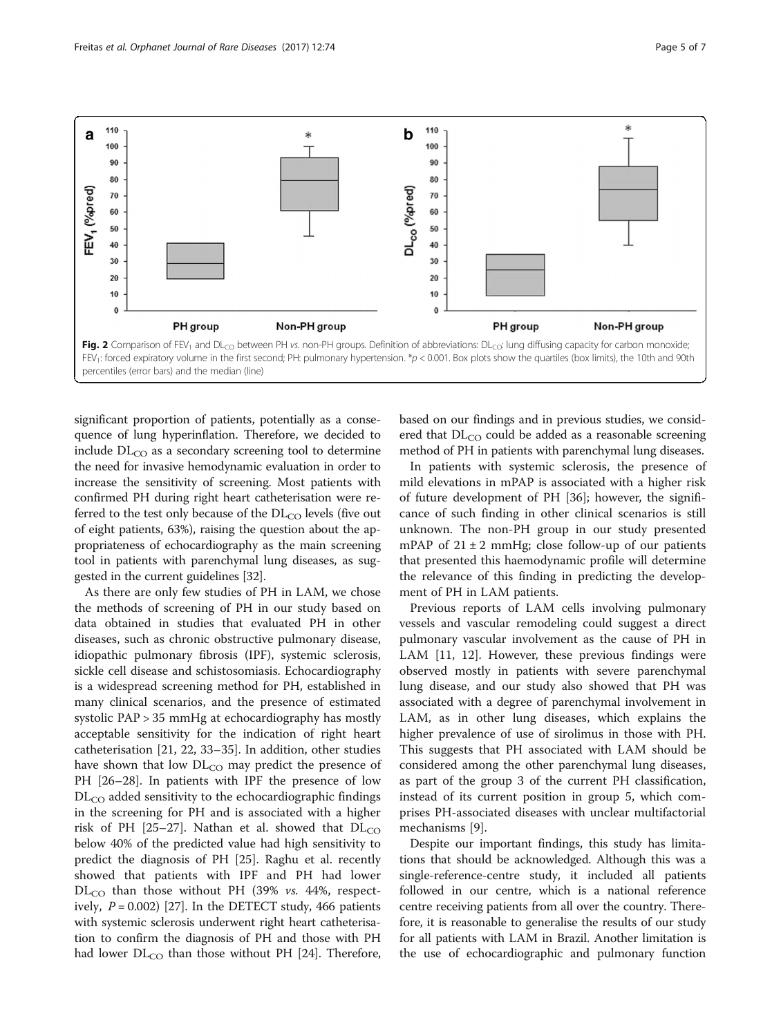Fig. 2 Comparison of $FEV_1$ and $DL_{CO}$ between PH *vs.* non-PH groups. Definition of abbreviations: $DL_{CO}$: lung diffusing capacity for carbon monoxide; $FEV_1$: forced expiratory volume in the first second; PH: pulmonary hypertension. *$p < 0.001$. Box plots show the quartiles (box limits), the 10th and 90th percentiles (error bars) and the median (line)

significant proportion of patients, potentially as a consequence of lung hyperinflation. Therefore, we decided to include $DL_{CO}$ as a secondary screening tool to determine the need for invasive hemodynamic evaluation in order to increase the sensitivity of screening. Most patients with confirmed PH during right heart catheterisation were referred to the test only because of the $DL_{CO}$ levels (five out of eight patients, 63%), raising the question about the appropriateness of echocardiography as the main screening tool in patients with parenchymal lung diseases, as suggested in the current guidelines [32].

As there are only few studies of PH in LAM, we chose the methods of screening of PH in our study based on data obtained in studies that evaluated PH in other diseases, such as chronic obstructive pulmonary disease, idiopathic pulmonary fibrosis (IPF), systemic sclerosis, sickle cell disease and schistosomiasis. Echocardiography is a widespread screening method for PH, established in many clinical scenarios, and the presence of estimated systolic PAP > 35 mmHg at echocardiography has mostly acceptable sensitivity for the indication of right heart catheterisation [21, 22, 33–35]. In addition, other studies have shown that low $DL_{CO}$ may predict the presence of PH [26–28]. In patients with IPF the presence of low $DL_{CO}$ added sensitivity to the echocardiographic findings in the screening for PH and is associated with a higher risk of PH [25–27]. Nathan et al. showed that $DL_{CO}$ below 40% of the predicted value had high sensitivity to predict the diagnosis of PH [25]. Raghu et al. recently showed that patients with IPF and PH had lower $DL_{CO}$ than those without PH (39% *vs.* 44%, respectively, $P = 0.002$) [27]. In the DETECT study, 466 patients with systemic sclerosis underwent right heart catheterisation to confirm the diagnosis of PH and those with PH had lower $DL_{CO}$ than those without PH [24]. Therefore, based on our findings and in previous studies, we considered that $DL_{CO}$ could be added as a reasonable screening method of PH in patients with parenchymal lung diseases.

In patients with systemic sclerosis, the presence of mild elevations in mPAP is associated with a higher risk of future development of PH [36]; however, the significance of such finding in other clinical scenarios is still unknown. The non-PH group in our study presented mPAP of 21 ± 2 mmHg; close follow-up of our patients that presented this haemodynamic profile will determine the relevance of this finding in predicting the development of PH in LAM patients.

Previous reports of LAM cells involving pulmonary vessels and vascular remodeling could suggest a direct pulmonary vascular involvement as the cause of PH in LAM [11, 12]. However, these previous findings were observed mostly in patients with severe parenchymal lung disease, and our study also showed that PH was associated with a degree of parenchymal involvement in LAM, as in other lung diseases, which explains the higher prevalence of use of sirolimus in those with PH. This suggests that PH associated with LAM should be considered among the other parenchymal lung diseases, as part of the group 3 of the current PH classification, instead of its current position in group 5, which comprises PH-associated diseases with unclear multifactorial mechanisms [9].

Despite our important findings, this study has limitations that should be acknowledged. Although this was a single-reference-centre study, it included all patients followed in our centre, which is a national reference centre receiving patients from all over the country. Therefore, it is reasonable to generalise the results of our study for all patients with LAM in Brazil. Another limitation is the use of echocardiographic and pulmonary function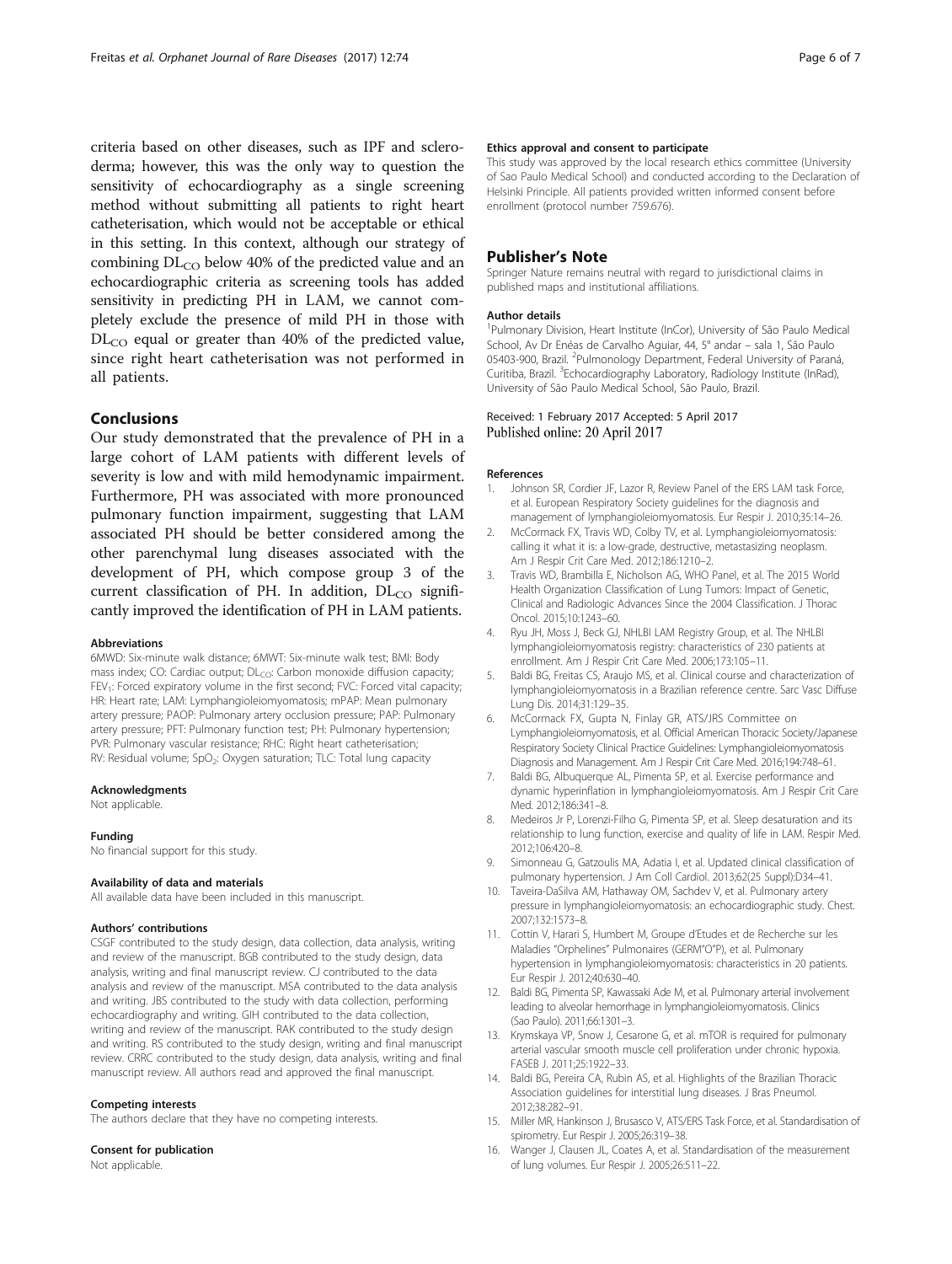criteria based on other diseases, such as IPF and scleroderma; however, this was the only way to question the sensitivity of echocardiography as a single screening method without submitting all patients to right heart catheterisation, which would not be acceptable or ethical in this setting. In this context, although our strategy of combining $DL_{CO}$ below 40% of the predicted value and an echocardiographic criteria as screening tools has added sensitivity in predicting PH in LAM, we cannot completely exclude the presence of mild PH in those with $DL_{CO}$ equal or greater than 40% of the predicted value, since right heart catheterisation was not performed in all patients.

## Conclusions

Our study demonstrated that the prevalence of PH in a large cohort of LAM patients with different levels of severity is low and with mild hemodynamic impairment. Furthermore, PH was associated with more pronounced pulmonary function impairment, suggesting that LAM associated PH should be better considered among the other parenchymal lung diseases associated with the development of PH, which compose group 3 of the current classification of PH. In addition, $DL_{CO}$ significantly improved the identification of PH in LAM patients.

#### Abbreviations

6MWD: Six-minute walk distance; 6MWT: Six-minute walk test; BMI: Body mass index; CO: Cardiac output; $DL_{CO}$: Carbon monoxide diffusion capacity; $FEV_1$: Forced expiratory volume in the first second; FVC: Forced vital capacity; HR: Heart rate; LAM: Lymphangioleiomyomatosis; mPAP: Mean pulmonary artery pressure; PAOP: Pulmonary artery occlusion pressure; PAP: Pulmonary artery pressure; PFT: Pulmonary function test; PH: Pulmonary hypertension; PVR: Pulmonary vascular resistance; RHC: Right heart catheterisation; RV: Residual volume; $SpO_2$: Oxygen saturation; TLC: Total lung capacity

#### Acknowledgments

Not applicable.

#### Funding

No financial support for this study.

#### Availability of data and materials

All available data have been included in this manuscript.

#### Authors' contributions

CSGF contributed to the study design, data collection, data analysis, writing and review of the manuscript. BGB contributed to the study design, data analysis, writing and final manuscript review. CJ contributed to the data analysis and review of the manuscript. MSA contributed to the data analysis and writing. JBS contributed to the study with data collection, performing echocardiography and writing. GIH contributed to the data collection, writing and review of the manuscript. RAK contributed to the study design and writing. RS contributed to the study design, writing and final manuscript review. CRRC contributed to the study design, data analysis, writing and final manuscript review. All authors read and approved the final manuscript.

#### Competing interests

The authors declare that they have no competing interests.

#### Consent for publication

Not applicable.

#### Ethics approval and consent to participate

This study was approved by the local research ethics committee (University of Sao Paulo Medical School) and conducted according to the Declaration of Helsinki Principle. All patients provided written informed consent before enrollment (protocol number 759.676).

## Publisher's Note

Springer Nature remains neutral with regard to jurisdictional claims in published maps and institutional affiliations.

#### Author details

[1]Pulmonary Division, Heart Institute (InCor), University of São Paulo Medical School, Av Dr Enéas de Carvalho Aguiar, 44, 5° andar – sala 1, São Paulo 05403-900, Brazil. [2]Pulmonology Department, Federal University of Paraná, Curitiba, Brazil. [3]Echocardiography Laboratory, Radiology Institute (InRad), University of São Paulo Medical School, São Paulo, Brazil.

Received: 1 February 2017 Accepted: 5 April 2017
Published online: 20 April 2017

#### References

1. Johnson SR, Cordier JF, Lazor R, Review Panel of the ERS LAM task Force, et al. European Respiratory Society guidelines for the diagnosis and management of lymphangioleiomyomatosis. Eur Respir J. 2010;35:14–26.
2. McCormack FX, Travis WD, Colby TV, et al. Lymphangioleiomyomatosis: calling it what it is: a low-grade, destructive, metastasizing neoplasm. Am J Respir Crit Care Med. 2012;186:1210–2.
3. Travis WD, Brambilla E, Nicholson AG, WHO Panel, et al. The 2015 World Health Organization Classification of Lung Tumors: Impact of Genetic, Clinical and Radiologic Advances Since the 2004 Classification. J Thorac Oncol. 2015;10:1243–60.
4. Ryu JH, Moss J, Beck GJ, NHLBI LAM Registry Group, et al. The NHLBI lymphangioleiomyomatosis registry: characteristics of 230 patients at enrollment. Am J Respir Crit Care Med. 2006;173:105–11.
5. Baldi BG, Freitas CS, Araujo MS, et al. Clinical course and characterization of lymphangioleiomyomatosis in a Brazilian reference centre. Sarc Vasc Diffuse Lung Dis. 2014;31:129–35.
6. McCormack FX, Gupta N, Finlay GR, ATS/JRS Committee on Lymphangioleiomyomatosis, et al. Official American Thoracic Society/Japanese Respiratory Society Clinical Practice Guidelines: Lymphangioleiomyomatosis Diagnosis and Management. Am J Respir Crit Care Med. 2016;194:748–61.
7. Baldi BG, Albuquerque AL, Pimenta SP, et al. Exercise performance and dynamic hyperinflation in lymphangioleiomyomatosis. Am J Respir Crit Care Med. 2012;186:341–8.
8. Medeiros Jr P, Lorenzi-Filho G, Pimenta SP, et al. Sleep desaturation and its relationship to lung function, exercise and quality of life in LAM. Respir Med. 2012;106:420–8.
9. Simonneau G, Gatzoulis MA, Adatia I, et al. Updated clinical classification of pulmonary hypertension. J Am Coll Cardiol. 2013;62(25 Suppl):D34–41.
10. Taveira-DaSilva AM, Hathaway OM, Sachdev V, et al. Pulmonary artery pressure in lymphangioleiomyomatosis: an echocardiographic study. Chest. 2007;132:1573–8.
11. Cottin V, Harari S, Humbert M, Groupe d'Etudes et de Recherche sur les Maladies "Orphelines" Pulmonaires (GERM"O"P), et al. Pulmonary hypertension in lymphangioleiomyomatosis: characteristics in 20 patients. Eur Respir J. 2012;40:630–40.
12. Baldi BG, Pimenta SP, Kawassaki Ade M, et al. Pulmonary arterial involvement leading to alveolar hemorrhage in lymphangioleiomyomatosis. Clinics (Sao Paulo). 2011;66:1301–3.
13. Krymskaya VP, Snow J, Cesarone G, et al. mTOR is required for pulmonary arterial vascular smooth muscle cell proliferation under chronic hypoxia. FASEB J. 2011;25:1922–33.
14. Baldi BG, Pereira CA, Rubin AS, et al. Highlights of the Brazilian Thoracic Association guidelines for interstitial lung diseases. J Bras Pneumol. 2012;38:282–91.
15. Miller MR, Hankinson J, Brusasco V, ATS/ERS Task Force, et al. Standardisation of spirometry. Eur Respir J. 2005;26:319–38.
16. Wanger J, Clausen JL, Coates A, et al. Standardisation of the measurement of lung volumes. Eur Respir J. 2005;26:511–22.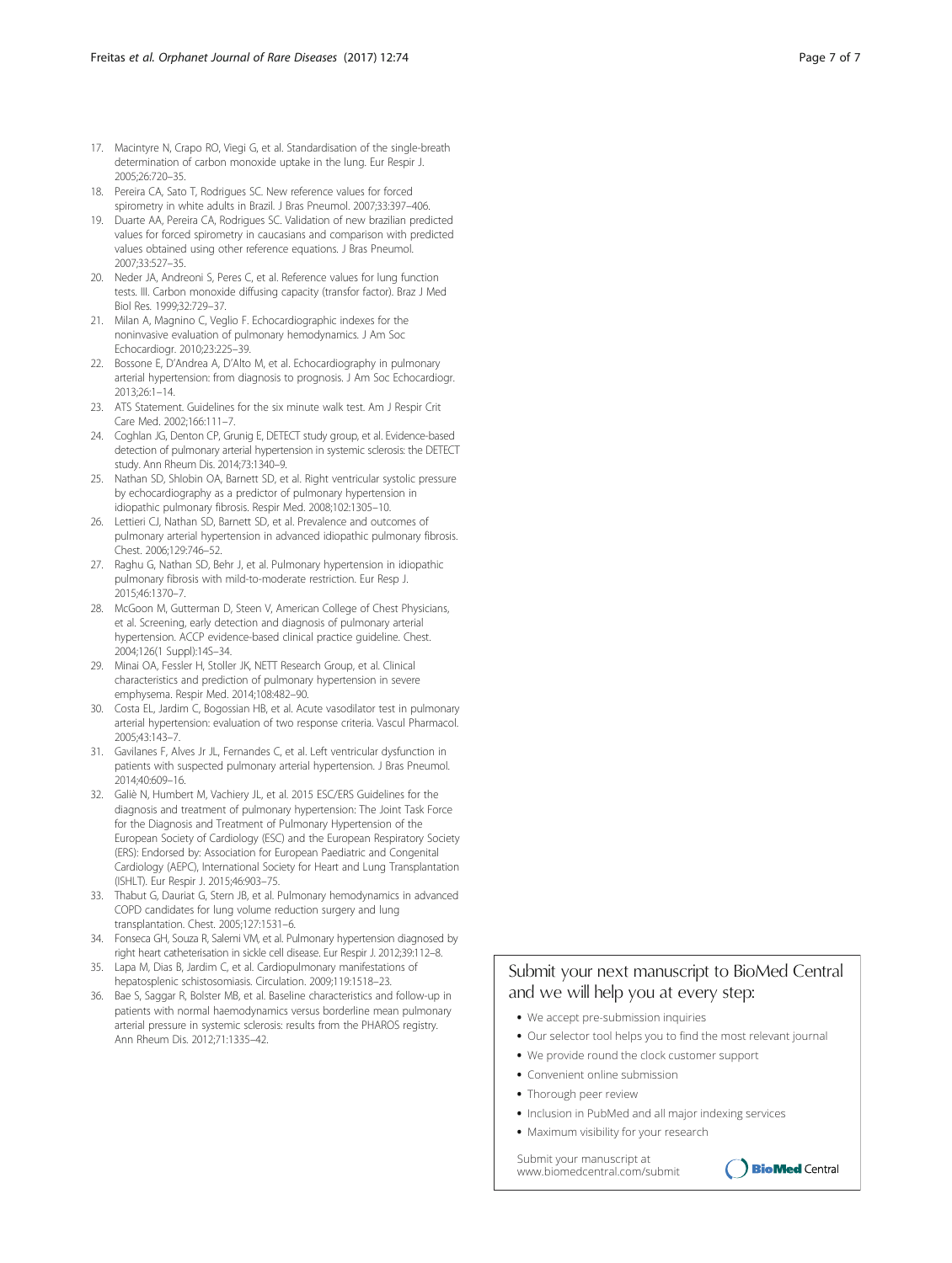17. Macintyre N, Crapo RO, Viegi G, et al. Standardisation of the single-breath determination of carbon monoxide uptake in the lung. Eur Respir J. 2005;26:720–35.
18. Pereira CA, Sato T, Rodrigues SC. New reference values for forced spirometry in white adults in Brazil. J Bras Pneumol. 2007;33:397–406.
19. Duarte AA, Pereira CA, Rodrigues SC. Validation of new brazilian predicted values for forced spirometry in caucasians and comparison with predicted values obtained using other reference equations. J Bras Pneumol. 2007;33:527–35.
20. Neder JA, Andreoni S, Peres C, et al. Reference values for lung function tests. III. Carbon monoxide diffusing capacity (transfor factor). Braz J Med Biol Res. 1999;32:729–37.
21. Milan A, Magnino C, Veglio F. Echocardiographic indexes for the noninvasive evaluation of pulmonary hemodynamics. J Am Soc Echocardiogr. 2010;23:225–39.
22. Bossone E, D'Andrea A, D'Alto M, et al. Echocardiography in pulmonary arterial hypertension: from diagnosis to prognosis. J Am Soc Echocardiogr. 2013;26:1–14.
23. ATS Statement. Guidelines for the six minute walk test. Am J Respir Crit Care Med. 2002;166:111–7.
24. Coghlan JG, Denton CP, Grunig E, DETECT study group, et al. Evidence-based detection of pulmonary arterial hypertension in systemic sclerosis: the DETECT study. Ann Rheum Dis. 2014;73:1340–9.
25. Nathan SD, Shlobin OA, Barnett SD, et al. Right ventricular systolic pressure by echocardiography as a predictor of pulmonary hypertension in idiopathic pulmonary fibrosis. Respir Med. 2008;102:1305–10.
26. Lettieri CJ, Nathan SD, Barnett SD, et al. Prevalence and outcomes of pulmonary arterial hypertension in advanced idiopathic pulmonary fibrosis. Chest. 2006;129:746–52.
27. Raghu G, Nathan SD, Behr J, et al. Pulmonary hypertension in idiopathic pulmonary fibrosis with mild-to-moderate restriction. Eur Resp J. 2015;46:1370–7.
28. McGoon M, Gutterman D, Steen V, American College of Chest Physicians, et al. Screening, early detection and diagnosis of pulmonary arterial hypertension. ACCP evidence-based clinical practice guideline. Chest. 2004;126(1 Suppl):14S–34.
29. Minai OA, Fessler H, Stoller JK, NETT Research Group, et al. Clinical characteristics and prediction of pulmonary hypertension in severe emphysema. Respir Med. 2014;108:482–90.
30. Costa EL, Jardim C, Bogossian HB, et al. Acute vasodilator test in pulmonary arterial hypertension: evaluation of two response criteria. Vascul Pharmacol. 2005;43:143–7.
31. Gavilanes F, Alves Jr JL, Fernandes C, et al. Left ventricular dysfunction in patients with suspected pulmonary arterial hypertension. J Bras Pneumol. 2014;40:609–16.
32. Galiè N, Humbert M, Vachiery JL, et al. 2015 ESC/ERS Guidelines for the diagnosis and treatment of pulmonary hypertension: The Joint Task Force for the Diagnosis and Treatment of Pulmonary Hypertension of the European Society of Cardiology (ESC) and the European Respiratory Society (ERS): Endorsed by: Association for European Paediatric and Congenital Cardiology (AEPC), International Society for Heart and Lung Transplantation (ISHLT). Eur Respir J. 2015;46:903–75.
33. Thabut G, Dauriat G, Stern JB, et al. Pulmonary hemodynamics in advanced COPD candidates for lung volume reduction surgery and lung transplantation. Chest. 2005;127:1531–6.
34. Fonseca GH, Souza R, Salemi VM, et al. Pulmonary hypertension diagnosed by right heart catheterisation in sickle cell disease. Eur Respir J. 2012;39:112–8.
35. Lapa M, Dias B, Jardim C, et al. Cardiopulmonary manifestations of hepatosplenic schistosomiasis. Circulation. 2009;119:1518–23.
36. Bae S, Saggar R, Bolster MB, et al. Baseline characteristics and follow-up in patients with normal haemodynamics versus borderline mean pulmonary arterial pressure in systemic sclerosis: results from the PHAROS registry. Ann Rheum Dis. 2012;71:1335–42.

Submit your next manuscript to BioMed Central and we will help you at every step:

- We accept pre-submission inquiries
- Our selector tool helps you to find the most relevant journal
- We provide round the clock customer support
- Convenient online submission
- Thorough peer review
- Inclusion in PubMed and all major indexing services
- Maximum visibility for your research

Submit your manuscript at www.biomedcentral.com/submit

BioMed Central